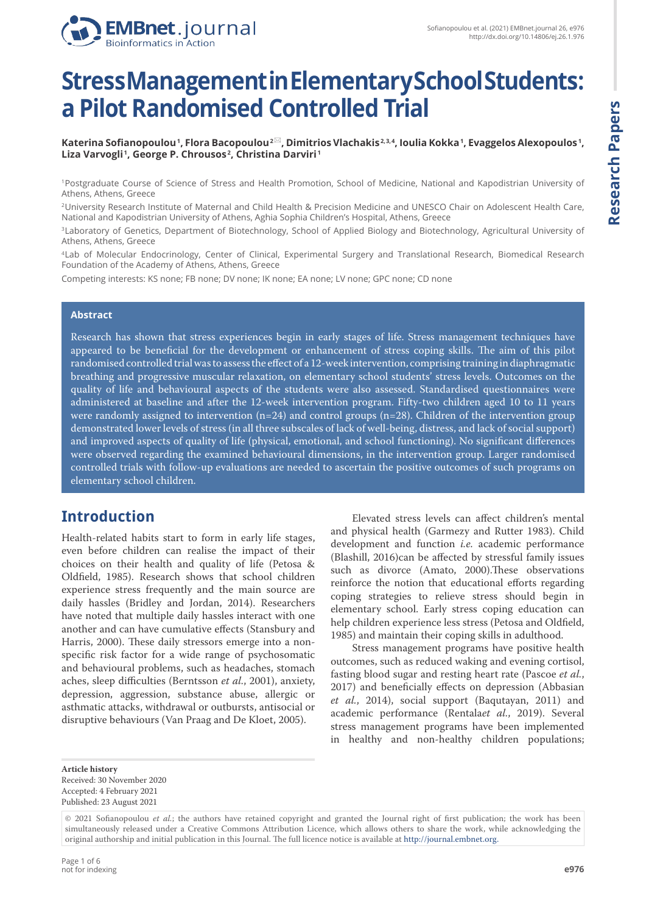# Stress Management in Elementary School Students: a Pilot Randomised Controlled Trial

**Katerina Sofianopoulou [1], Flora Bacopoulou [2], Dimitrios Vlachakis [2,3,4], Ioulia Kokka [1], Evaggelos Alexopoulos [1], Liza Varvogli [1], George P. Chrousos [2], Christina Darviri [1]**

[1]Postgraduate Course of Science of Stress and Health Promotion, School of Medicine, National and Kapodistrian University of Athens, Athens, Greece

[2]University Research Institute of Maternal and Child Health & Precision Medicine and UNESCO Chair on Adolescent Health Care, National and Kapodistrian University of Athens, Aghia Sophia Children's Hospital, Athens, Greece

[3]Laboratory of Genetics, Department of Biotechnology, School of Applied Biology and Biotechnology, Agricultural University of Athens, Athens, Greece

[4]Lab of Molecular Endocrinology, Center of Clinical, Experimental Surgery and Translational Research, Biomedical Research Foundation of the Academy of Athens, Athens, Greece

Competing interests: KS none; FB none; DV none; IK none; EA none; LV none; GPC none; CD none

## Abstract

Research has shown that stress experiences begin in early stages of life. Stress management techniques have appeared to be beneficial for the development or enhancement of stress coping skills. The aim of this pilot randomised controlled trial was to assess the effect of a 12-week intervention, comprising training in diaphragmatic breathing and progressive muscular relaxation, on elementary school students' stress levels. Outcomes on the quality of life and behavioural aspects of the students were also assessed. Standardised questionnaires were administered at baseline and after the 12-week intervention program. Fifty-two children aged 10 to 11 years were randomly assigned to intervention (n=24) and control groups (n=28). Children of the intervention group demonstrated lower levels of stress (in all three subscales of lack of well-being, distress, and lack of social support) and improved aspects of quality of life (physical, emotional, and school functioning). No significant differences were observed regarding the examined behavioural dimensions, in the intervention group. Larger randomised controlled trials with follow-up evaluations are needed to ascertain the positive outcomes of such programs on elementary school children.

## Introduction

Health-related habits start to form in early life stages, even before children can realise the impact of their choices on their health and quality of life (Petosa & Oldfield, 1985). Research shows that school children experience stress frequently and the main source are daily hassles (Bridley and Jordan, 2014). Researchers have noted that multiple daily hassles interact with one another and can have cumulative effects (Stansbury and Harris, 2000). These daily stressors emerge into a non-specific risk factor for a wide range of psychosomatic and behavioural problems, such as headaches, stomach aches, sleep difficulties (Berntsson *et al.*, 2001), anxiety, depression, aggression, substance abuse, allergic or asthmatic attacks, withdrawal or outbursts, antisocial or disruptive behaviours (Van Praag and De Kloet, 2005).

Elevated stress levels can affect children's mental and physical health (Garmezy and Rutter 1983). Child development and function *i.e.* academic performance (Blashill, 2016)can be affected by stressful family issues such as divorce (Amato, 2000).These observations reinforce the notion that educational efforts regarding coping strategies to relieve stress should begin in elementary school. Early stress coping education can help children experience less stress (Petosa and Oldfield, 1985) and maintain their coping skills in adulthood.

Stress management programs have positive health outcomes, such as reduced waking and evening cortisol, fasting blood sugar and resting heart rate (Pascoe *et al.*, 2017) and beneficially effects on depression (Abbasian *et al.*, 2014), social support (Baqutayan, 2011) and academic performance (Rentala*et al.*, 2019). Several stress management programs have been implemented in healthy and non-healthy children populations;

**Article history**
Received: 30 November 2020
Accepted: 4 February 2021
Published: 23 August 2021

© 2021 Sofianopoulou *et al.*; the authors have retained copyright and granted the Journal right of first publication; the work has been simultaneously released under a Creative Commons Attribution Licence, which allows others to share the work, while acknowledging the original authorship and initial publication in this Journal. The full licence notice is available at http://journal.embnet.org.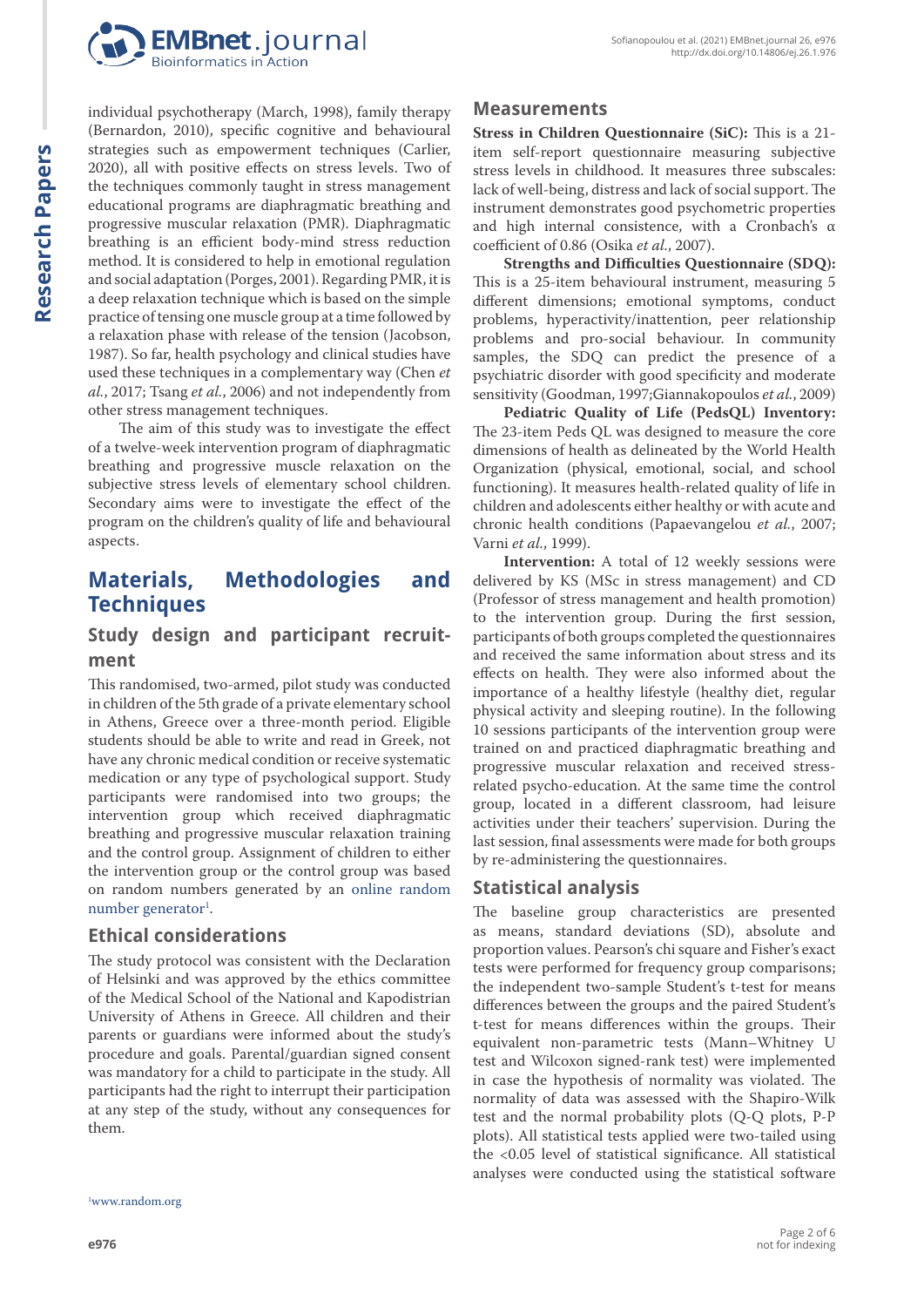individual psychotherapy (March, 1998), family therapy (Bernardon, 2010), specific cognitive and behavioural strategies such as empowerment techniques (Carlier, 2020), all with positive effects on stress levels. Two of the techniques commonly taught in stress management educational programs are diaphragmatic breathing and progressive muscular relaxation (PMR). Diaphragmatic breathing is an efficient body-mind stress reduction method. It is considered to help in emotional regulation and social adaptation (Porges, 2001). Regarding PMR, it is a deep relaxation technique which is based on the simple practice of tensing one muscle group at a time followed by a relaxation phase with release of the tension (Jacobson, 1987). So far, health psychology and clinical studies have used these techniques in a complementary way (Chen *et al.*, 2017; Tsang *et al.*, 2006) and not independently from other stress management techniques.

The aim of this study was to investigate the effect of a twelve-week intervention program of diaphragmatic breathing and progressive muscle relaxation on the subjective stress levels of elementary school children. Secondary aims were to investigate the effect of the program on the children's quality of life and behavioural aspects.

# Materials, Methodologies and Techniques

## Study design and participant recruitment

This randomised, two-armed, pilot study was conducted in children of the 5th grade of a private elementary school in Athens, Greece over a three-month period. Eligible students should be able to write and read in Greek, not have any chronic medical condition or receive systematic medication or any type of psychological support. Study participants were randomised into two groups; the intervention group which received diaphragmatic breathing and progressive muscular relaxation training and the control group. Assignment of children to either the intervention group or the control group was based on random numbers generated by an online random number generator[1].

## Ethical considerations

The study protocol was consistent with the Declaration of Helsinki and was approved by the ethics committee of the Medical School of the National and Kapodistrian University of Athens in Greece. All children and their parents or guardians were informed about the study's procedure and goals. Parental/guardian signed consent was mandatory for a child to participate in the study. All participants had the right to interrupt their participation at any step of the study, without any consequences for them.

## Measurements

**Stress in Children Questionnaire (SiC):** This is a 21-item self-report questionnaire measuring subjective stress levels in childhood. It measures three subscales: lack of well-being, distress and lack of social support. The instrument demonstrates good psychometric properties and high internal consistence, with a Cronbach's α coefficient of 0.86 (Osika *et al.*, 2007).

**Strengths and Difficulties Questionnaire (SDQ):** This is a 25-item behavioural instrument, measuring 5 different dimensions; emotional symptoms, conduct problems, hyperactivity/inattention, peer relationship problems and pro-social behaviour. In community samples, the SDQ can predict the presence of a psychiatric disorder with good specificity and moderate sensitivity (Goodman, 1997;Giannakopoulos *et al.*, 2009)

**Pediatric Quality of Life (PedsQL) Inventory:** The 23-item Peds QL was designed to measure the core dimensions of health as delineated by the World Health Organization (physical, emotional, social, and school functioning). It measures health-related quality of life in children and adolescents either healthy or with acute and chronic health conditions (Papaevangelou *et al.*, 2007; Varni *et al.*, 1999).

**Intervention:** A total of 12 weekly sessions were delivered by KS (MSc in stress management) and CD (Professor of stress management and health promotion) to the intervention group. During the first session, participants of both groups completed the questionnaires and received the same information about stress and its effects on health. They were also informed about the importance of a healthy lifestyle (healthy diet, regular physical activity and sleeping routine). In the following 10 sessions participants of the intervention group were trained on and practiced diaphragmatic breathing and progressive muscular relaxation and received stress-related psycho-education. At the same time the control group, located in a different classroom, had leisure activities under their teachers' supervision. During the last session, final assessments were made for both groups by re-administering the questionnaires.

## Statistical analysis

The baseline group characteristics are presented as means, standard deviations (SD), absolute and proportion values. Pearson's chi square and Fisher's exact tests were performed for frequency group comparisons; the independent two-sample Student's t-test for means differences between the groups and the paired Student's t-test for means differences within the groups. Their equivalent non-parametric tests (Mann–Whitney U test and Wilcoxon signed-rank test) were implemented in case the hypothesis of normality was violated. The normality of data was assessed with the Shapiro-Wilk test and the normal probability plots (Q-Q plots, P-P plots). All statistical tests applied were two-tailed using the <0.05 level of statistical significance. All statistical analyses were conducted using the statistical software

[1] www.random.org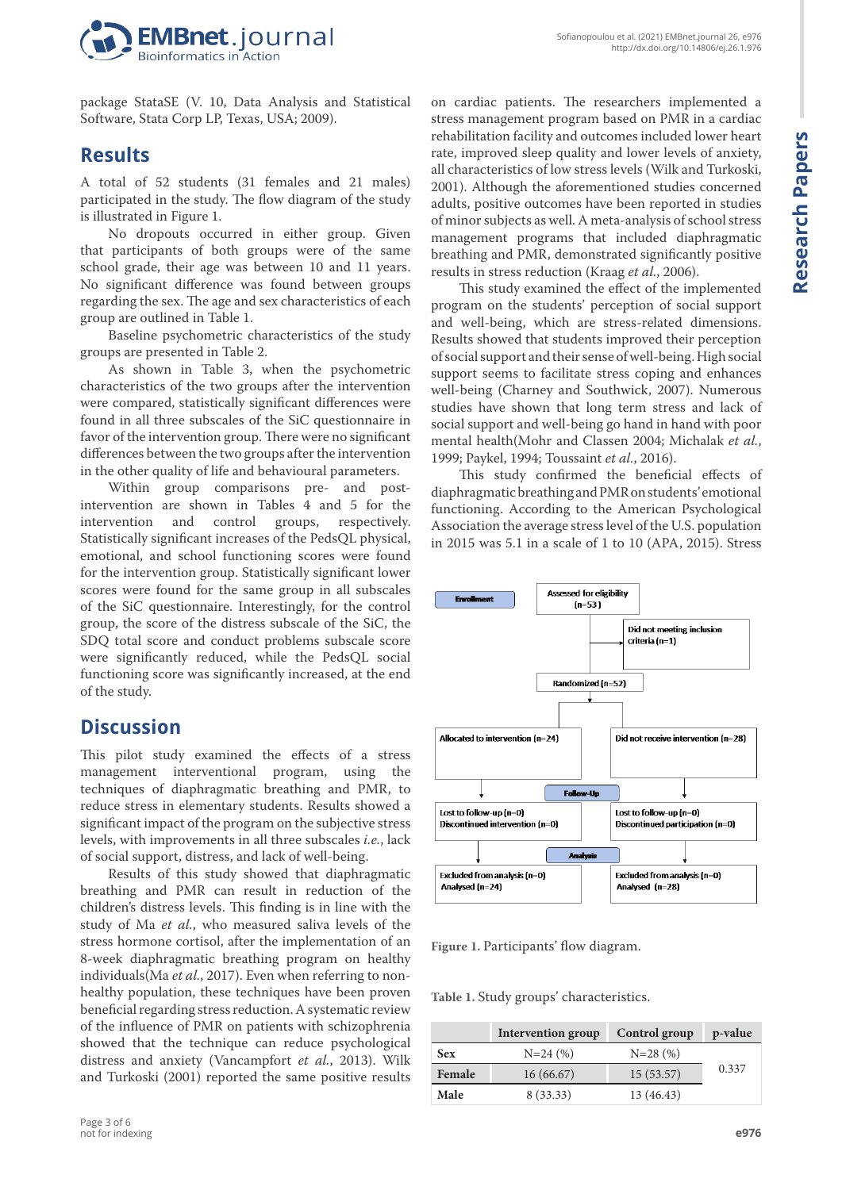package StataSE (V. 10, Data Analysis and Statistical Software, Stata Corp LP, Texas, USA; 2009).

## Results

A total of 52 students (31 females and 21 males) participated in the study. The flow diagram of the study is illustrated in Figure 1.

No dropouts occurred in either group. Given that participants of both groups were of the same school grade, their age was between 10 and 11 years. No significant difference was found between groups regarding the sex. The age and sex characteristics of each group are outlined in Table 1.

Baseline psychometric characteristics of the study groups are presented in Table 2.

As shown in Table 3, when the psychometric characteristics of the two groups after the intervention were compared, statistically significant differences were found in all three subscales of the SiC questionnaire in favor of the intervention group. There were no significant differences between the two groups after the intervention in the other quality of life and behavioural parameters.

Within group comparisons pre- and post-intervention are shown in Tables 4 and 5 for the intervention and control groups, respectively. Statistically significant increases of the PedsQL physical, emotional, and school functioning scores were found for the intervention group. Statistically significant lower scores were found for the same group in all subscales of the SiC questionnaire. Interestingly, for the control group, the score of the distress subscale of the SiC, the SDQ total score and conduct problems subscale score were significantly reduced, while the PedsQL social functioning score was significantly increased, at the end of the study.

## Discussion

This pilot study examined the effects of a stress management interventional program, using the techniques of diaphragmatic breathing and PMR, to reduce stress in elementary students. Results showed a significant impact of the program on the subjective stress levels, with improvements in all three subscales *i.e.*, lack of social support, distress, and lack of well-being.

Results of this study showed that diaphragmatic breathing and PMR can result in reduction of the children's distress levels. This finding is in line with the study of Ma *et al.*, who measured saliva levels of the stress hormone cortisol, after the implementation of an 8-week diaphragmatic breathing program on healthy individuals(Ma *et al.*, 2017). Even when referring to non-healthy population, these techniques have been proven beneficial regarding stress reduction. A systematic review of the influence of PMR on patients with schizophrenia showed that the technique can reduce psychological distress and anxiety (Vancampfort *et al.*, 2013). Wilk and Turkoski (2001) reported the same positive results on cardiac patients. The researchers implemented a stress management program based on PMR in a cardiac rehabilitation facility and outcomes included lower heart rate, improved sleep quality and lower levels of anxiety, all characteristics of low stress levels (Wilk and Turkoski, 2001). Although the aforementioned studies concerned adults, positive outcomes have been reported in studies of minor subjects as well. A meta-analysis of school stress management programs that included diaphragmatic breathing and PMR, demonstrated significantly positive results in stress reduction (Kraag *et al.*, 2006).

This study examined the effect of the implemented program on the students' perception of social support and well-being, which are stress-related dimensions. Results showed that students improved their perception of social support and their sense of well-being. High social support seems to facilitate stress coping and enhances well-being (Charney and Southwick, 2007). Numerous studies have shown that long term stress and lack of social support and well-being go hand in hand with poor mental health(Mohr and Classen 2004; Michalak *et al.*, 1999; Paykel, 1994; Toussaint *et al.*, 2016).

This study confirmed the beneficial effects of diaphragmatic breathing and PMR on students' emotional functioning. According to the American Psychological Association the average stress level of the U.S. population in 2015 was 5.1 in a scale of 1 to 10 (APA, 2015). Stress

Enrollment — Assessed for eligibility (n=53)
Did not meeting inclusion criteria (n=1)
Randomized (n=52)
Allocated to intervention (n=24) | Did not receive intervention (n=28)
Follow-Up
Lost to follow-up (n=0), Discontinued intervention (n=0) | Lost to follow-up (n=0), Discontinued participation (n=0)
Analysis
Excluded from analysis (n=0), Analysed (n=24) | Excluded from analysis (n=0), Analysed (n=28)

**Figure 1.** Participants' flow diagram.

**Table 1.** Study groups' characteristics.

| | Intervention group | Control group | p-value |
|---|---|---|---|
| **Sex** | N=24 (%) | N=28 (%) | 0.337 |
| **Female** | 16 (66.67) | 15 (53.57) | |
| **Male** | 8 (33.33) | 13 (46.43) | |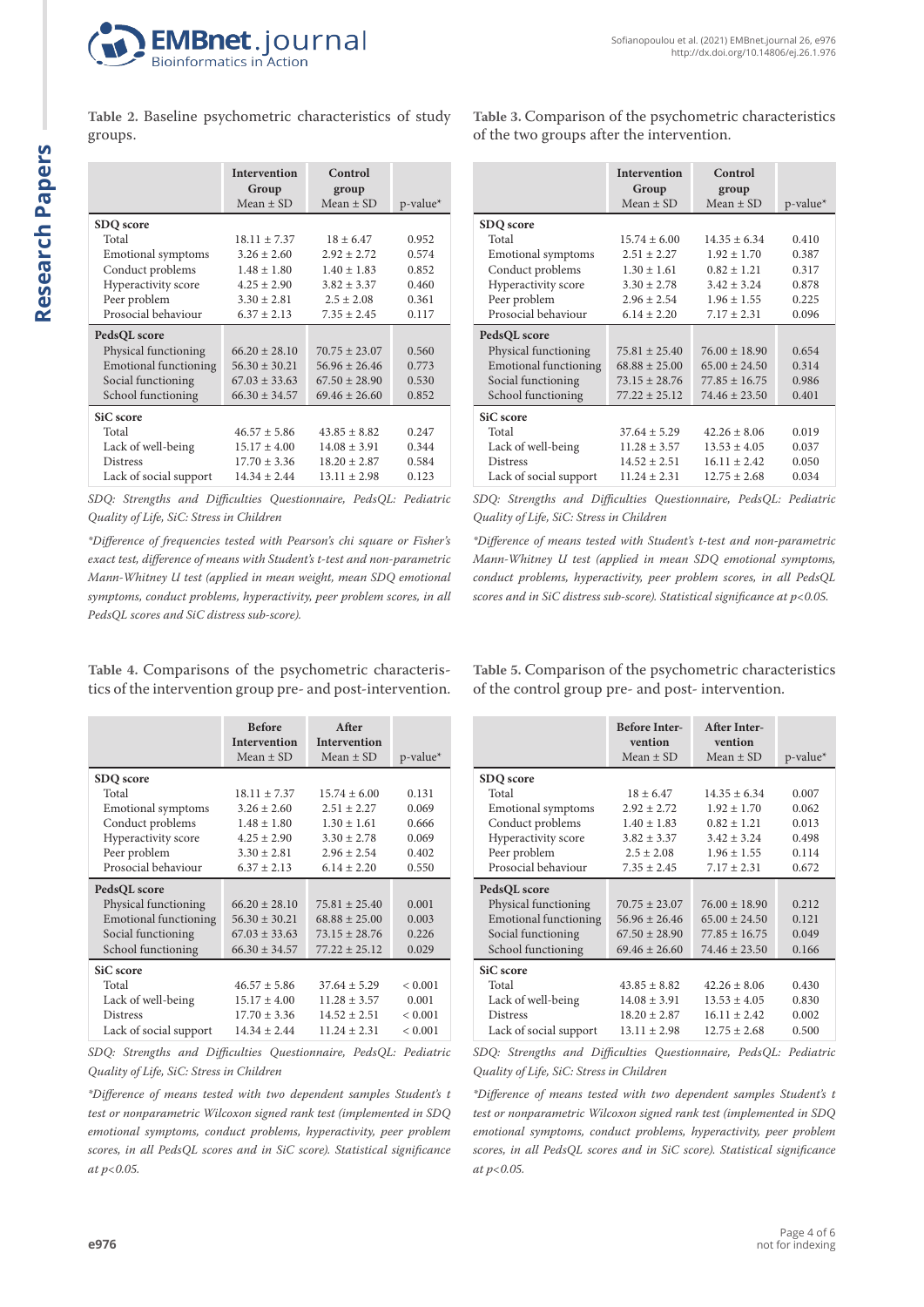**Table 2.** Baseline psychometric characteristics of study groups.

| | Intervention Group Mean ± SD | Control group Mean ± SD | p-value* |
|---|---|---|---|
| **SDQ score** | | | |
| Total | 18.11 ± 7.37 | 18 ± 6.47 | 0.952 |
| Emotional symptoms | 3.26 ± 2.60 | 2.92 ± 2.72 | 0.574 |
| Conduct problems | 1.48 ± 1.80 | 1.40 ± 1.83 | 0.852 |
| Hyperactivity score | 4.25 ± 2.90 | 3.82 ± 3.37 | 0.460 |
| Peer problem | 3.30 ± 2.81 | 2.5 ± 2.08 | 0.361 |
| Prosocial behaviour | 6.37 ± 2.13 | 7.35 ± 2.45 | 0.117 |
| **PedsQL score** | | | |
| Physical functioning | 66.20 ± 28.10 | 70.75 ± 23.07 | 0.560 |
| Emotional functioning | 56.30 ± 30.21 | 56.96 ± 26.46 | 0.773 |
| Social functioning | 67.03 ± 33.63 | 67.50 ± 28.90 | 0.530 |
| School functioning | 66.30 ± 34.57 | 69.46 ± 26.60 | 0.852 |
| **SiC score** | | | |
| Total | 46.57 ± 5.86 | 43.85 ± 8.82 | 0.247 |
| Lack of well-being | 15.17 ± 4.00 | 14.08 ± 3.91 | 0.344 |
| Distress | 17.70 ± 3.36 | 18.20 ± 2.87 | 0.584 |
| Lack of social support | 14.34 ± 2.44 | 13.11 ± 2.98 | 0.123 |

*SDQ: Strengths and Difficulties Questionnaire, PedsQL: Pediatric Quality of Life, SiC: Stress in Children*

*\*Difference of frequencies tested with Pearson's chi square or Fisher's exact test, difference of means with Student's t-test and non-parametric Mann-Whitney U test (applied in mean weight, mean SDQ emotional symptoms, conduct problems, hyperactivity, peer problem scores, in all PedsQL scores and SiC distress sub-score).*

**Table 3.** Comparison of the psychometric characteristics of the two groups after the intervention.

| | Intervention Group Mean ± SD | Control group Mean ± SD | p-value* |
|---|---|---|---|
| **SDQ score** | | | |
| Total | 15.74 ± 6.00 | 14.35 ± 6.34 | 0.410 |
| Emotional symptoms | 2.51 ± 2.27 | 1.92 ± 1.70 | 0.387 |
| Conduct problems | 1.30 ± 1.61 | 0.82 ± 1.21 | 0.317 |
| Hyperactivity score | 3.30 ± 2.78 | 3.42 ± 3.24 | 0.878 |
| Peer problem | 2.96 ± 2.54 | 1.96 ± 1.55 | 0.225 |
| Prosocial behaviour | 6.14 ± 2.20 | 7.17 ± 2.31 | 0.096 |
| **PedsQL score** | | | |
| Physical functioning | 75.81 ± 25.40 | 76.00 ± 18.90 | 0.654 |
| Emotional functioning | 68.88 ± 25.00 | 65.00 ± 24.50 | 0.314 |
| Social functioning | 73.15 ± 28.76 | 77.85 ± 16.75 | 0.986 |
| School functioning | 77.22 ± 25.12 | 74.46 ± 23.50 | 0.401 |
| **SiC score** | | | |
| Total | 37.64 ± 5.29 | 42.26 ± 8.06 | 0.019 |
| Lack of well-being | 11.28 ± 3.57 | 13.53 ± 4.05 | 0.037 |
| Distress | 14.52 ± 2.51 | 16.11 ± 2.42 | 0.050 |
| Lack of social support | 11.24 ± 2.31 | 12.75 ± 2.68 | 0.034 |

*SDQ: Strengths and Difficulties Questionnaire, PedsQL: Pediatric Quality of Life, SiC: Stress in Children*

*\*Difference of means tested with Student's t-test and non-parametric Mann-Whitney U test (applied in mean SDQ emotional symptoms, conduct problems, hyperactivity, peer problem scores, in all PedsQL scores and in SiC distress sub-score). Statistical significance at p<0.05.*

**Table 4.** Comparisons of the psychometric characteristics of the intervention group pre- and post-intervention.

| | Before Intervention Mean ± SD | After Intervention Mean ± SD | p-value* |
|---|---|---|---|
| **SDQ score** | | | |
| Total | 18.11 ± 7.37 | 15.74 ± 6.00 | 0.131 |
| Emotional symptoms | 3.26 ± 2.60 | 2.51 ± 2.27 | 0.069 |
| Conduct problems | 1.48 ± 1.80 | 1.30 ± 1.61 | 0.666 |
| Hyperactivity score | 4.25 ± 2.90 | 3.30 ± 2.78 | 0.069 |
| Peer problem | 3.30 ± 2.81 | 2.96 ± 2.54 | 0.402 |
| Prosocial behaviour | 6.37 ± 2.13 | 6.14 ± 2.20 | 0.550 |
| **PedsQL score** | | | |
| Physical functioning | 66.20 ± 28.10 | 75.81 ± 25.40 | 0.001 |
| Emotional functioning | 56.30 ± 30.21 | 68.88 ± 25.00 | 0.003 |
| Social functioning | 67.03 ± 33.63 | 73.15 ± 28.76 | 0.226 |
| School functioning | 66.30 ± 34.57 | 77.22 ± 25.12 | 0.029 |
| **SiC score** | | | |
| Total | 46.57 ± 5.86 | 37.64 ± 5.29 | < 0.001 |
| Lack of well-being | 15.17 ± 4.00 | 11.28 ± 3.57 | 0.001 |
| Distress | 17.70 ± 3.36 | 14.52 ± 2.51 | < 0.001 |
| Lack of social support | 14.34 ± 2.44 | 11.24 ± 2.31 | < 0.001 |

*SDQ: Strengths and Difficulties Questionnaire, PedsQL: Pediatric Quality of Life, SiC: Stress in Children*

*\*Difference of means tested with two dependent samples Student's t test or nonparametric Wilcoxon signed rank test (implemented in SDQ emotional symptoms, conduct problems, hyperactivity, peer problem scores, in all PedsQL scores and in SiC score). Statistical significance at p<0.05.*

**Table 5.** Comparison of the psychometric characteristics of the control group pre- and post- intervention.

| | Before Intervention Mean ± SD | After Intervention Mean ± SD | p-value* |
|---|---|---|---|
| **SDQ score** | | | |
| Total | 18 ± 6.47 | 14.35 ± 6.34 | 0.007 |
| Emotional symptoms | 2.92 ± 2.72 | 1.92 ± 1.70 | 0.062 |
| Conduct problems | 1.40 ± 1.83 | 0.82 ± 1.21 | 0.013 |
| Hyperactivity score | 3.82 ± 3.37 | 3.42 ± 3.24 | 0.498 |
| Peer problem | 2.5 ± 2.08 | 1.96 ± 1.55 | 0.114 |
| Prosocial behaviour | 7.35 ± 2.45 | 7.17 ± 2.31 | 0.672 |
| **PedsQL score** | | | |
| Physical functioning | 70.75 ± 23.07 | 76.00 ± 18.90 | 0.212 |
| Emotional functioning | 56.96 ± 26.46 | 65.00 ± 24.50 | 0.121 |
| Social functioning | 67.50 ± 28.90 | 77.85 ± 16.75 | 0.049 |
| School functioning | 69.46 ± 26.60 | 74.46 ± 23.50 | 0.166 |
| **SiC score** | | | |
| Total | 43.85 ± 8.82 | 42.26 ± 8.06 | 0.430 |
| Lack of well-being | 14.08 ± 3.91 | 13.53 ± 4.05 | 0.830 |
| Distress | 18.20 ± 2.87 | 16.11 ± 2.42 | 0.002 |
| Lack of social support | 13.11 ± 2.98 | 12.75 ± 2.68 | 0.500 |

*SDQ: Strengths and Difficulties Questionnaire, PedsQL: Pediatric Quality of Life, SiC: Stress in Children*

*\*Difference of means tested with two dependent samples Student's t test or nonparametric Wilcoxon signed rank test (implemented in SDQ emotional symptoms, conduct problems, hyperactivity, peer problem scores, in all PedsQL scores and in SiC score). Statistical significance at p<0.05.*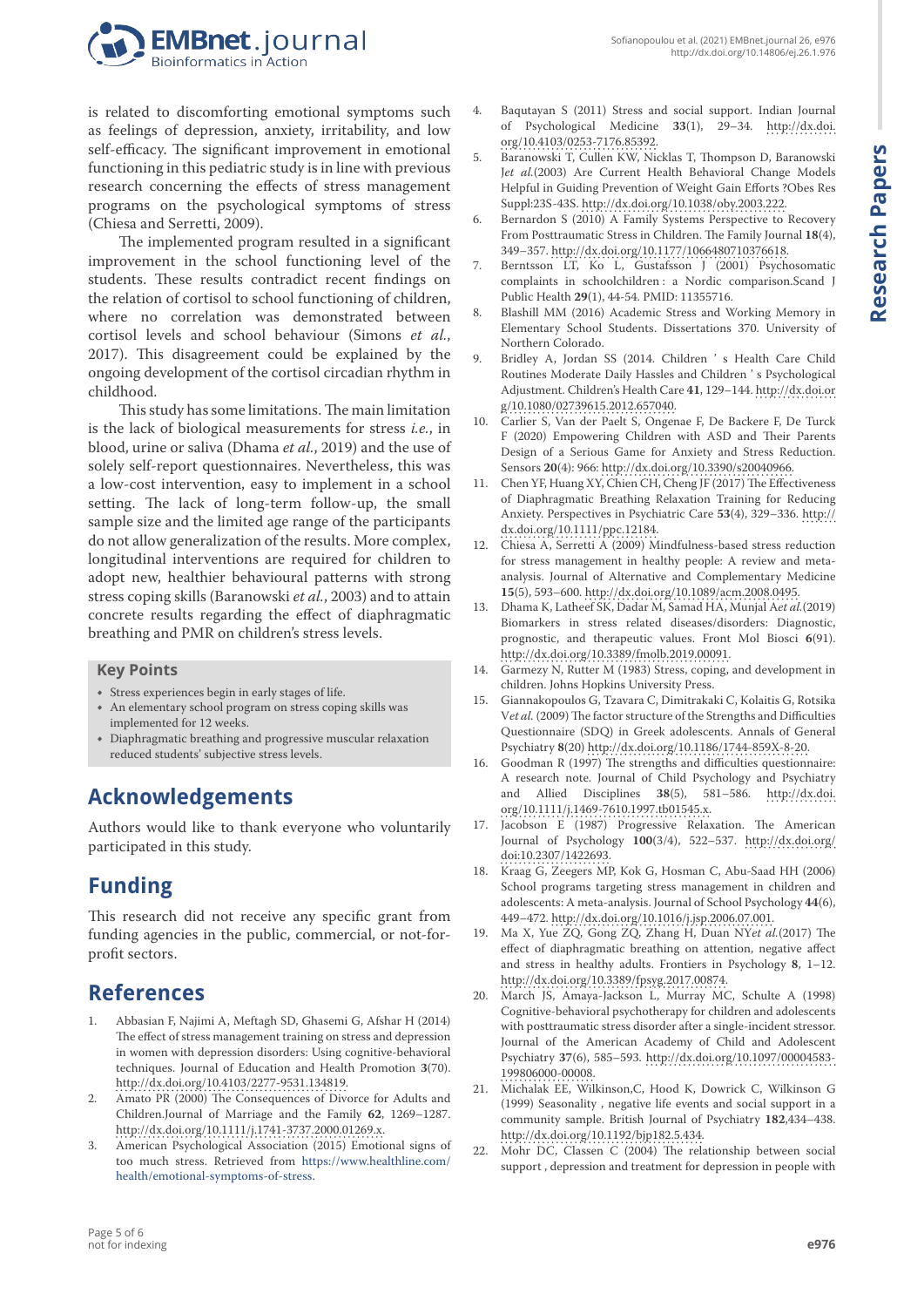is related to discomforting emotional symptoms such as feelings of depression, anxiety, irritability, and low self-efficacy. The significant improvement in emotional functioning in this pediatric study is in line with previous research concerning the effects of stress management programs on the psychological symptoms of stress (Chiesa and Serretti, 2009).

The implemented program resulted in a significant improvement in the school functioning level of the students. These results contradict recent findings on the relation of cortisol to school functioning of children, where no correlation was demonstrated between cortisol levels and school behaviour (Simons *et al.*, 2017). This disagreement could be explained by the ongoing development of the cortisol circadian rhythm in childhood.

This study has some limitations. The main limitation is the lack of biological measurements for stress *i.e.*, in blood, urine or saliva (Dhama *et al.*, 2019) and the use of solely self-report questionnaires. Nevertheless, this was a low-cost intervention, easy to implement in a school setting. The lack of long-term follow-up, the small sample size and the limited age range of the participants do not allow generalization of the results. More complex, longitudinal interventions are required for children to adopt new, healthier behavioural patterns with strong stress coping skills (Baranowski *et al.*, 2003) and to attain concrete results regarding the effect of diaphragmatic breathing and PMR on children's stress levels.

**Key Points**

- Stress experiences begin in early stages of life.
- An elementary school program on stress coping skills was implemented for 12 weeks.
- Diaphragmatic breathing and progressive muscular relaxation reduced students' subjective stress levels.

## Acknowledgements

Authors would like to thank everyone who voluntarily participated in this study.

## Funding

This research did not receive any specific grant from funding agencies in the public, commercial, or not-for-profit sectors.

## References

1. Abbasian F, Najimi A, Meftagh SD, Ghasemi G, Afshar H (2014) The effect of stress management training on stress and depression in women with depression disorders: Using cognitive-behavioral techniques. Journal of Education and Health Promotion **3**(70). http://dx.doi.org/10.4103/2277-9531.134819.
2. Amato PR (2000) The Consequences of Divorce for Adults and Children.Journal of Marriage and the Family **62**, 1269–1287. http://dx.doi.org/10.1111/j.1741-3737.2000.01269.x.
3. American Psychological Association (2015) Emotional signs of too much stress. Retrieved from https://www.healthline.com/health/emotional-symptoms-of-stress.
4. Baqutayan S (2011) Stress and social support. Indian Journal of Psychological Medicine **33**(1), 29–34. http://dx.doi.org/10.4103/0253-7176.85392.
5. Baranowski T, Cullen KW, Nicklas T, Thompson D, Baranowski J*et al.*(2003) Are Current Health Behavioral Change Models Helpful in Guiding Prevention of Weight Gain Efforts ?Obes Res Suppl:23S-43S. http://dx.doi.org/10.1038/oby.2003.222.
6. Bernardon S (2010) A Family Systems Perspective to Recovery From Posttraumatic Stress in Children. The Family Journal **18**(4), 349–357. http://dx.doi.org/10.1177/1066480710376618.
7. Berntsson LT, Ko L, Gustafsson J (2001) Psychosomatic complaints in schoolchildren : a Nordic comparison.Scand J Public Health **29**(1), 44-54. PMID: 11355716.
8. Blashill MM (2016) Academic Stress and Working Memory in Elementary School Students. Dissertations 370. University of Northern Colorado.
9. Bridley A, Jordan SS (2014. Children ' s Health Care Child Routines Moderate Daily Hassles and Children ' s Psychological Adjustment. Children's Health Care **41**, 129–144. http://dx.doi.org/10.1080/02739615.2012.657040.
10. Carlier S, Van der Paelt S, Ongenae F, De Backere F, De Turck F (2020) Empowering Children with ASD and Their Parents Design of a Serious Game for Anxiety and Stress Reduction. Sensors **20**(4): 966: http://dx.doi.org/10.3390/s20040966.
11. Chen YF, Huang XY, Chien CH, Cheng JF (2017) The Effectiveness of Diaphragmatic Breathing Relaxation Training for Reducing Anxiety. Perspectives in Psychiatric Care **53**(4), 329–336. http://dx.doi.org/10.1111/ppc.12184.
12. Chiesa A, Serretti A (2009) Mindfulness-based stress reduction for stress management in healthy people: A review and meta-analysis. Journal of Alternative and Complementary Medicine **15**(5), 593–600. http://dx.doi.org/10.1089/acm.2008.0495.
13. Dhama K, Latheef SK, Dadar M, Samad HA, Munjal A*et al.*(2019) Biomarkers in stress related diseases/disorders: Diagnostic, prognostic, and therapeutic values. Front Mol Biosci **6**(91). http://dx.doi.org/10.3389/fmolb.2019.00091.
14. Garmezy N, Rutter M (1983) Stress, coping, and development in children. Johns Hopkins University Press.
15. Giannakopoulos G, Tzavara C, Dimitrakaki C, Kolaitis G, Rotsika V*et al.* (2009) The factor structure of the Strengths and Difficulties Questionnaire (SDQ) in Greek adolescents. Annals of General Psychiatry **8**(20) http://dx.doi.org/10.1186/1744-859X-8-20.
16. Goodman R (1997) The strengths and difficulties questionnaire: A research note. Journal of Child Psychology and Psychiatry and Allied Disciplines **38**(5), 581–586. http://dx.doi.org/10.1111/j.1469-7610.1997.tb01545.x.
17. Jacobson E (1987) Progressive Relaxation. The American Journal of Psychology **100**(3/4), 522–537. http://dx.doi.org/doi:10.2307/1422693.
18. Kraag G, Zeegers MP, Kok G, Hosman C, Abu-Saad HH (2006) School programs targeting stress management in children and adolescents: A meta-analysis. Journal of School Psychology **44**(6), 449–472. http://dx.doi.org/10.1016/j.jsp.2006.07.001.
19. Ma X, Yue ZQ, Gong ZQ, Zhang H, Duan NY*et al.*(2017) The effect of diaphragmatic breathing on attention, negative affect and stress in healthy adults. Frontiers in Psychology **8**, 1–12. http://dx.doi.org/10.3389/fpsyg.2017.00874.
20. March JS, Amaya-Jackson L, Murray MC, Schulte A (1998) Cognitive-behavioral psychotherapy for children and adolescents with posttraumatic stress disorder after a single-incident stressor. Journal of the American Academy of Child and Adolescent Psychiatry **37**(6), 585–593. http://dx.doi.org/10.1097/00004583-199806000-00008.
21. Michalak EE, Wilkinson,C, Hood K, Dowrick C, Wilkinson G (1999) Seasonality , negative life events and social support in a community sample. British Journal of Psychiatry **182**,434–438. http://dx.doi.org/10.1192/bjp182.5.434.
22. Mohr DC, Classen C (2004) The relationship between social support , depression and treatment for depression in people with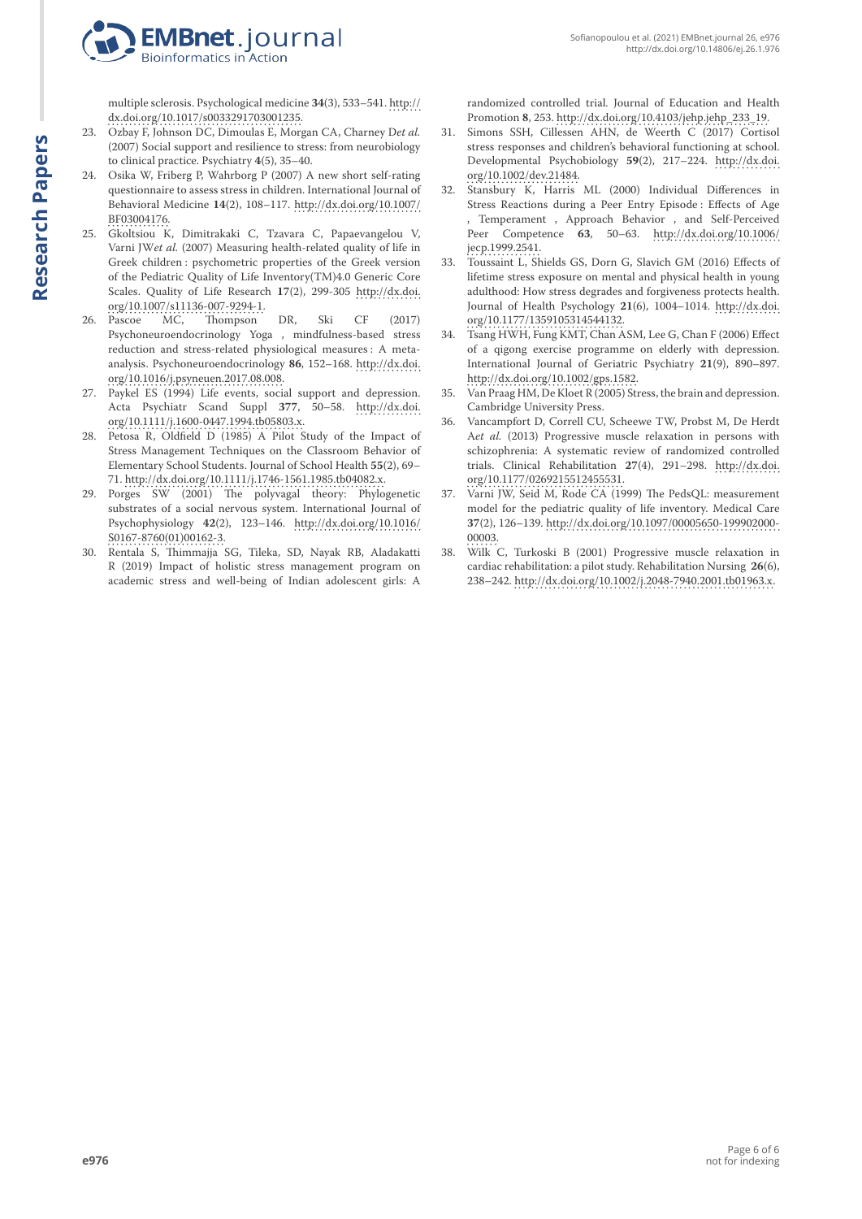multiple sclerosis. Psychological medicine **34**(3), 533–541. http://dx.doi.org/10.1017/s0033291703001235.

23. Ozbay F, Johnson DC, Dimoulas E, Morgan CA, Charney D*et al.* (2007) Social support and resilience to stress: from neurobiology to clinical practice. Psychiatry **4**(5), 35–40.
24. Osika W, Friberg P, Wahrborg P (2007) A new short self-rating questionnaire to assess stress in children. International Journal of Behavioral Medicine **14**(2), 108–117. http://dx.doi.org/10.1007/BF03004176.
25. Gkoltsiou K, Dimitrakaki C, Tzavara C, Papaevangelou V, Varni JW*et al.* (2007) Measuring health-related quality of life in Greek children : psychometric properties of the Greek version of the Pediatric Quality of Life Inventory(TM)4.0 Generic Core Scales. Quality of Life Research **17**(2), 299-305 http://dx.doi.org/10.1007/s11136-007-9294-1.
26. Pascoe MC, Thompson DR, Ski CF (2017) Psychoneuroendocrinology Yoga , mindfulness-based stress reduction and stress-related physiological measures : A meta-analysis. Psychoneuroendocrinology **86**, 152–168. http://dx.doi.org/10.1016/j.psyneuen.2017.08.008.
27. Paykel ES (1994) Life events, social support and depression. Acta Psychiatr Scand Suppl **377**, 50–58. http://dx.doi.org/10.1111/j.1600-0447.1994.tb05803.x.
28. Petosa R, Oldfield D (1985) A Pilot Study of the Impact of Stress Management Techniques on the Classroom Behavior of Elementary School Students. Journal of School Health **55**(2), 69–71. http://dx.doi.org/10.1111/j.1746-1561.1985.tb04082.x.
29. Porges SW (2001) The polyvagal theory: Phylogenetic substrates of a social nervous system. International Journal of Psychophysiology **42**(2), 123–146. http://dx.doi.org/10.1016/S0167-8760(01)00162-3.
30. Rentala S, Thimmajja SG, Tileka, SD, Nayak RB, Aladakatti R (2019) Impact of holistic stress management program on academic stress and well-being of Indian adolescent girls: A randomized controlled trial. Journal of Education and Health Promotion **8**, 253. http://dx.doi.org/10.4103/jehp.jehp_233_19.
31. Simons SSH, Cillessen AHN, de Weerth C (2017) Cortisol stress responses and children's behavioral functioning at school. Developmental Psychobiology **59**(2), 217–224. http://dx.doi.org/10.1002/dev.21484.
32. Stansbury K, Harris ML (2000) Individual Differences in Stress Reactions during a Peer Entry Episode : Effects of Age , Temperament , Approach Behavior , and Self-Perceived Peer Competence **63**, 50–63. http://dx.doi.org/10.1006/jecp.1999.2541.
33. Toussaint L, Shields GS, Dorn G, Slavich GM (2016) Effects of lifetime stress exposure on mental and physical health in young adulthood: How stress degrades and forgiveness protects health. Journal of Health Psychology **21**(6), 1004–1014. http://dx.doi.org/10.1177/1359105314544132.
34. Tsang HWH, Fung KMT, Chan ASM, Lee G, Chan F (2006) Effect of a qigong exercise programme on elderly with depression. International Journal of Geriatric Psychiatry **21**(9), 890–897. http://dx.doi.org/10.1002/gps.1582.
35. Van Praag HM, De Kloet R (2005) Stress, the brain and depression. Cambridge University Press.
36. Vancampfort D, Correll CU, Scheewe TW, Probst M, De Herdt A*et al.* (2013) Progressive muscle relaxation in persons with schizophrenia: A systematic review of randomized controlled trials. Clinical Rehabilitation **27**(4), 291–298. http://dx.doi.org/10.1177/0269215512455531.
37. Varni JW, Seid M, Rode CA (1999) The PedsQL: measurement model for the pediatric quality of life inventory. Medical Care **37**(2), 126–139. http://dx.doi.org/10.1097/00005650-199902000-00003.
38. Wilk C, Turkoski B (2001) Progressive muscle relaxation in cardiac rehabilitation: a pilot study. Rehabilitation Nursing **26**(6), 238–242. http://dx.doi.org/10.1002/j.2048-7940.2001.tb01963.x.